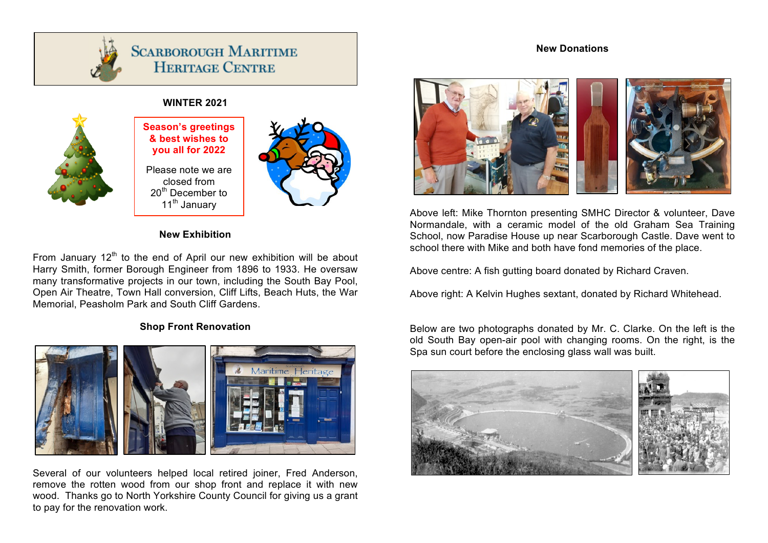# Scarborough Maritime Heritage Centre

**WINTER 2021**

**Season's greetings & best wishes to you all for 2022**

Please note we are closed from 20th December to 11th January

## New Exhibition

From January 12th to the end of April our new exhibition will be about Harry Smith, former Borough Engineer from 1896 to 1933. He oversaw many transformative projects in our town, including the South Bay Pool, Open Air Theatre, Town Hall conversion, Cliff Lifts, Beach Huts, the War Memorial, Peasholm Park and South Cliff Gardens.

## Shop Front Renovation

Several of our volunteers helped local retired joiner, Fred Anderson, remove the rotten wood from our shop front and replace it with new wood. Thanks go to North Yorkshire County Council for giving us a grant to pay for the renovation work.

## New Donations

Above left: Mike Thornton presenting SMHC Director & volunteer, Dave Normandale, with a ceramic model of the old Graham Sea Training School, now Paradise House up near Scarborough Castle. Dave went to school there with Mike and both have fond memories of the place.

Above centre: A fish gutting board donated by Richard Craven.

Above right: A Kelvin Hughes sextant, donated by Richard Whitehead.

Below are two photographs donated by Mr. C. Clarke. On the left is the old South Bay open-air pool with changing rooms. On the right, is the Spa sun court before the enclosing glass wall was built.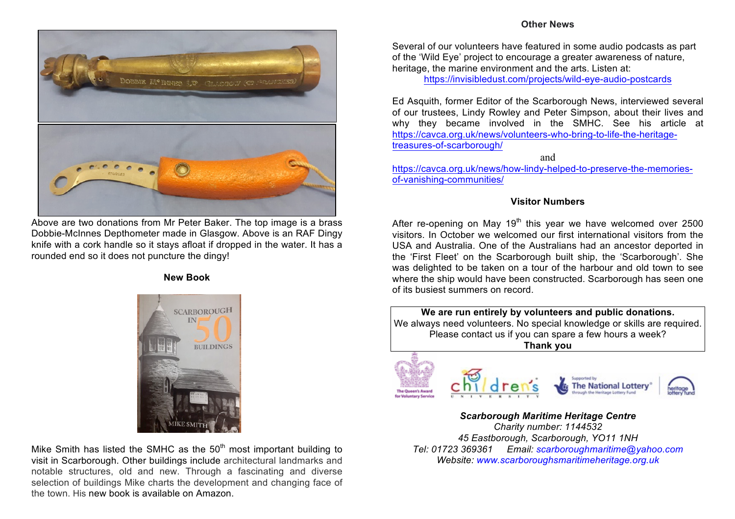Above are two donations from Mr Peter Baker. The top image is a brass Dobbie-McInnes Depthometer made in Glasgow. Above is an RAF Dingy knife with a cork handle so it stays afloat if dropped in the water. It has a rounded end so it does not puncture the dingy!

### New Book

Mike Smith has listed the SMHC as the 50th most important building to visit in Scarborough. Other buildings include architectural landmarks and notable structures, old and new. Through a fascinating and diverse selection of buildings Mike charts the development and changing face of the town. His new book is available on Amazon.

### Other News

Several of our volunteers have featured in some audio podcasts as part of the 'Wild Eye' project to encourage a greater awareness of nature, heritage, the marine environment and the arts. Listen at:
https://invisibledust.com/projects/wild-eye-audio-postcards

Ed Asquith, former Editor of the Scarborough News, interviewed several of our trustees, Lindy Rowley and Peter Simpson, about their lives and why they became involved in the SMHC. See his article at https://cavca.org.uk/news/volunteers-who-bring-to-life-the-heritage-treasures-of-scarborough/

and

https://cavca.org.uk/news/how-lindy-helped-to-preserve-the-memories-of-vanishing-communities/

### Visitor Numbers

After re-opening on May 19th this year we have welcomed over 2500 visitors. In October we welcomed our first international visitors from the USA and Australia. One of the Australians had an ancestor deported in the 'First Fleet' on the Scarborough built ship, the 'Scarborough'. She was delighted to be taken on a tour of the harbour and old town to see where the ship would have been constructed. Scarborough has seen one of its busiest summers on record.

**We are run entirely by volunteers and public donations.**
We always need volunteers. No special knowledge or skills are required.
Please contact us if you can spare a few hours a week?
**Thank you**

***Scarborough Maritime Heritage Centre***
*Charity number: 1144532*
*45 Eastborough, Scarborough, YO11 1NH*
*Tel: 01723 369361 Email: scarboroughmaritime@yahoo.com*
*Website: www.scarboroughsmaritimeheritage.org.uk*